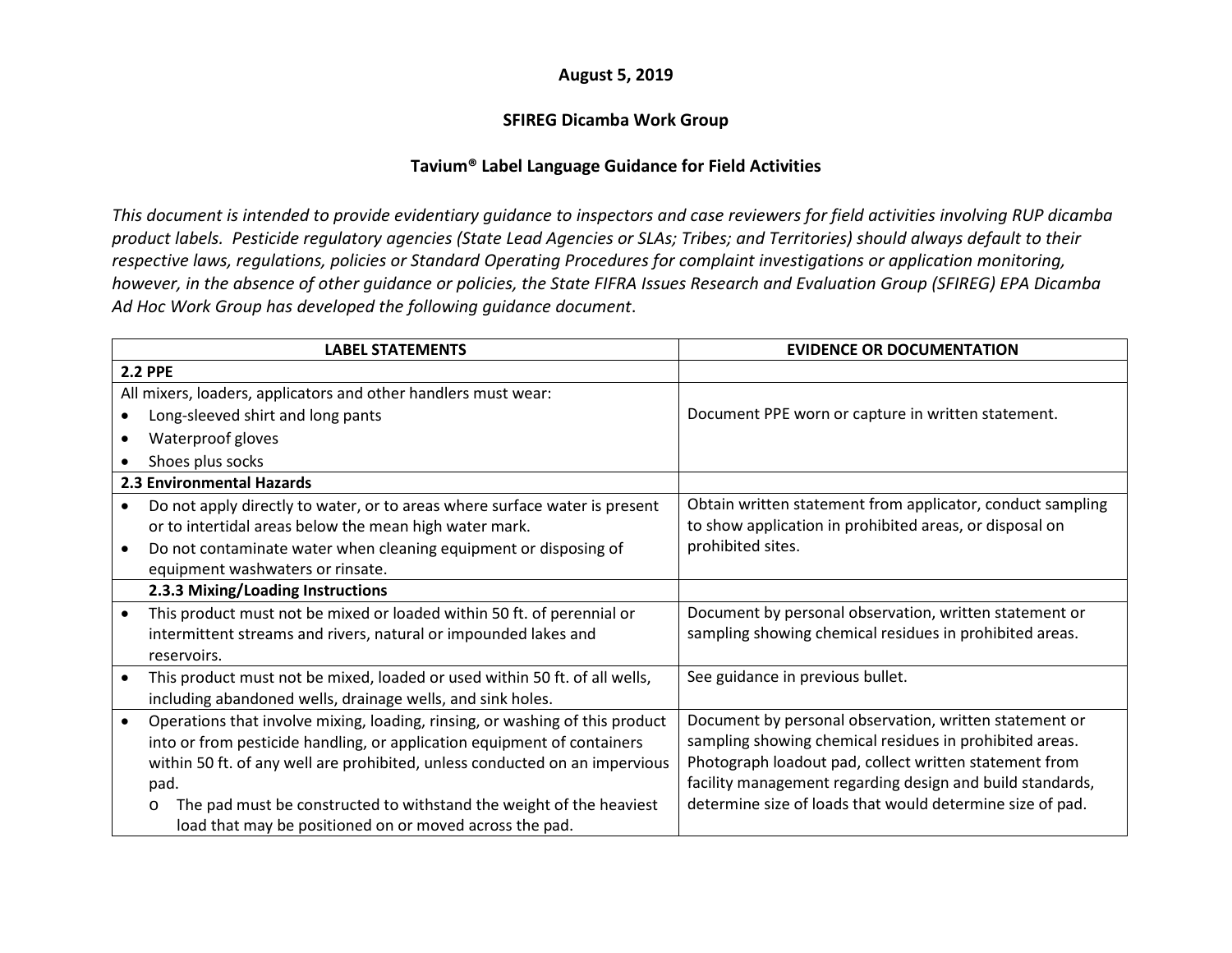**August 5, 2019**

**SFIREG Dicamba Work Group**

**Tavium® Label Language Guidance for Field Activities**

*This document is intended to provide evidentiary guidance to inspectors and case reviewers for field activities involving RUP dicamba product labels. Pesticide regulatory agencies (State Lead Agencies or SLAs; Tribes; and Territories) should always default to their respective laws, regulations, policies or Standard Operating Procedures for complaint investigations or application monitoring, however, in the absence of other guidance or policies, the State FIFRA Issues Research and Evaluation Group (SFIREG) EPA Dicamba Ad Hoc Work Group has developed the following guidance document.*

| LABEL STATEMENTS | EVIDENCE OR DOCUMENTATION |
|---|---|
| **2.2 PPE** | |
| All mixers, loaders, applicators and other handlers must wear:<br>• Long-sleeved shirt and long pants<br>• Waterproof gloves<br>• Shoes plus socks | Document PPE worn or capture in written statement. |
| **2.3 Environmental Hazards** | |
| • Do not apply directly to water, or to areas where surface water is present or to intertidal areas below the mean high water mark.<br>• Do not contaminate water when cleaning equipment or disposing of equipment washwaters or rinsate. | Obtain written statement from applicator, conduct sampling to show application in prohibited areas, or disposal on prohibited sites. |
| **2.3.3 Mixing/Loading Instructions** | |
| • This product must not be mixed or loaded within 50 ft. of perennial or intermittent streams and rivers, natural or impounded lakes and reservoirs. | Document by personal observation, written statement or sampling showing chemical residues in prohibited areas. |
| • This product must not be mixed, loaded or used within 50 ft. of all wells, including abandoned wells, drainage wells, and sink holes. | See guidance in previous bullet. |
| • Operations that involve mixing, loading, rinsing, or washing of this product into or from pesticide handling, or application equipment of containers within 50 ft. of any well are prohibited, unless conducted on an impervious pad.<br>  o The pad must be constructed to withstand the weight of the heaviest load that may be positioned on or moved across the pad. | Document by personal observation, written statement or sampling showing chemical residues in prohibited areas. Photograph loadout pad, collect written statement from facility management regarding design and build standards, determine size of loads that would determine size of pad. |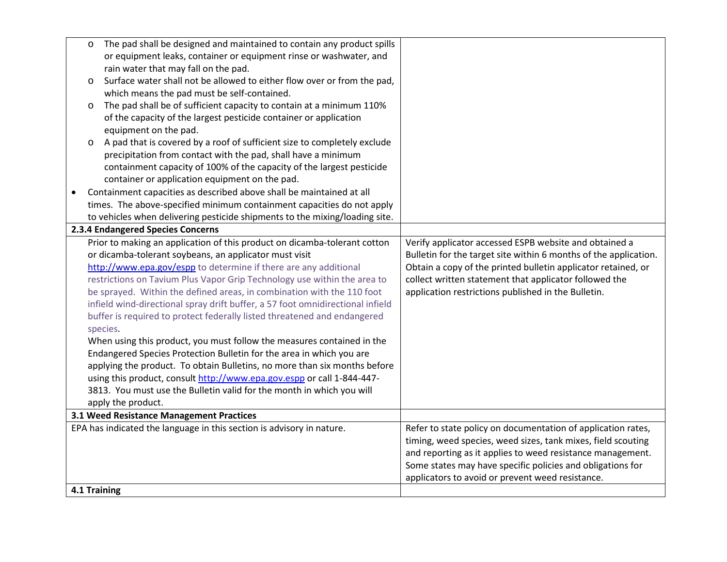| | |
|---|---|
| ◦ The pad shall be designed and maintained to contain any product spills or equipment leaks, container or equipment rinse or washwater, and rain water that may fall on the pad.<br>◦ Surface water shall not be allowed to either flow over or from the pad, which means the pad must be self-contained.<br>◦ The pad shall be of sufficient capacity to contain at a minimum 110% of the capacity of the largest pesticide container or application equipment on the pad.<br>◦ A pad that is covered by a roof of sufficient size to completely exclude precipitation from contact with the pad, shall have a minimum containment capacity of 100% of the capacity of the largest pesticide container or application equipment on the pad.<br>• Containment capacities as described above shall be maintained at all times. The above-specified minimum containment capacities do not apply to vehicles when delivering pesticide shipments to the mixing/loading site. | |
| **2.3.4 Endangered Species Concerns** | |
| Prior to making an application of this product on dicamba-tolerant cotton or dicamba-tolerant soybeans, an applicator must visit http://www.epa.gov/espp to determine if there are any additional restrictions on Tavium Plus Vapor Grip Technology use within the area to be sprayed. Within the defined areas, in combination with the 110 foot infield wind-directional spray drift buffer, a 57 foot omnidirectional infield buffer is required to protect federally listed threatened and endangered species.<br>When using this product, you must follow the measures contained in the Endangered Species Protection Bulletin for the area in which you are applying the product. To obtain Bulletins, no more than six months before using this product, consult http://www.epa.gov.espp or call 1-844-447-3813. You must use the Bulletin valid for the month in which you will apply the product. | Verify applicator accessed ESPB website and obtained a Bulletin for the target site within 6 months of the application. Obtain a copy of the printed bulletin applicator retained, or collect written statement that applicator followed the application restrictions published in the Bulletin. |
| **3.1 Weed Resistance Management Practices** | |
| EPA has indicated the language in this section is advisory in nature. | Refer to state policy on documentation of application rates, timing, weed species, weed sizes, tank mixes, field scouting and reporting as it applies to weed resistance management. Some states may have specific policies and obligations for applicators to avoid or prevent weed resistance. |
| **4.1 Training** | |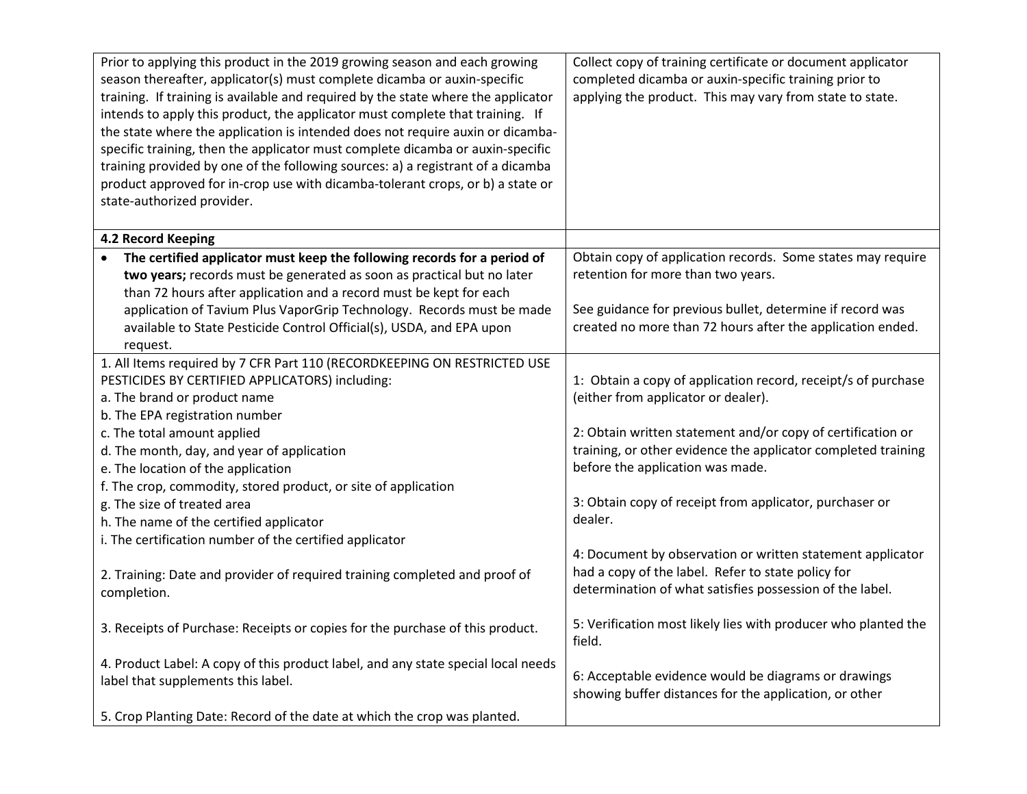| | |
|---|---|
| Prior to applying this product in the 2019 growing season and each growing season thereafter, applicator(s) must complete dicamba or auxin-specific training. If training is available and required by the state where the applicator intends to apply this product, the applicator must complete that training. If the state where the application is intended does not require auxin or dicamba-specific training, then the applicator must complete dicamba or auxin-specific training provided by one of the following sources: a) a registrant of a dicamba product approved for in-crop use with dicamba-tolerant crops, or b) a state or state-authorized provider. | Collect copy of training certificate or document applicator completed dicamba or auxin-specific training prior to applying the product. This may vary from state to state. |
| **4.2 Record Keeping** | |
| • **The certified applicator must keep the following records for a period of two years;** records must be generated as soon as practical but no later than 72 hours after application and a record must be kept for each application of Tavium Plus VaporGrip Technology. Records must be made available to State Pesticide Control Official(s), USDA, and EPA upon request. | Obtain copy of application records. Some states may require retention for more than two years.<br><br>See guidance for previous bullet, determine if record was created no more than 72 hours after the application ended. |
| 1. All Items required by 7 CFR Part 110 (RECORDKEEPING ON RESTRICTED USE PESTICIDES BY CERTIFIED APPLICATORS) including:<br>a. The brand or product name<br>b. The EPA registration number<br>c. The total amount applied<br>d. The month, day, and year of application<br>e. The location of the application<br>f. The crop, commodity, stored product, or site of application<br>g. The size of treated area<br>h. The name of the certified applicator<br>i. The certification number of the certified applicator<br><br>2. Training: Date and provider of required training completed and proof of completion.<br><br>3. Receipts of Purchase: Receipts or copies for the purchase of this product.<br><br>4. Product Label: A copy of this product label, and any state special local needs label that supplements this label.<br><br>5. Crop Planting Date: Record of the date at which the crop was planted. | 1: Obtain a copy of application record, receipt/s of purchase (either from applicator or dealer).<br><br>2: Obtain written statement and/or copy of certification or training, or other evidence the applicator completed training before the application was made.<br><br>3: Obtain copy of receipt from applicator, purchaser or dealer.<br><br>4: Document by observation or written statement applicator had a copy of the label. Refer to state policy for determination of what satisfies possession of the label.<br><br>5: Verification most likely lies with producer who planted the field.<br><br>6: Acceptable evidence would be diagrams or drawings showing buffer distances for the application, or other |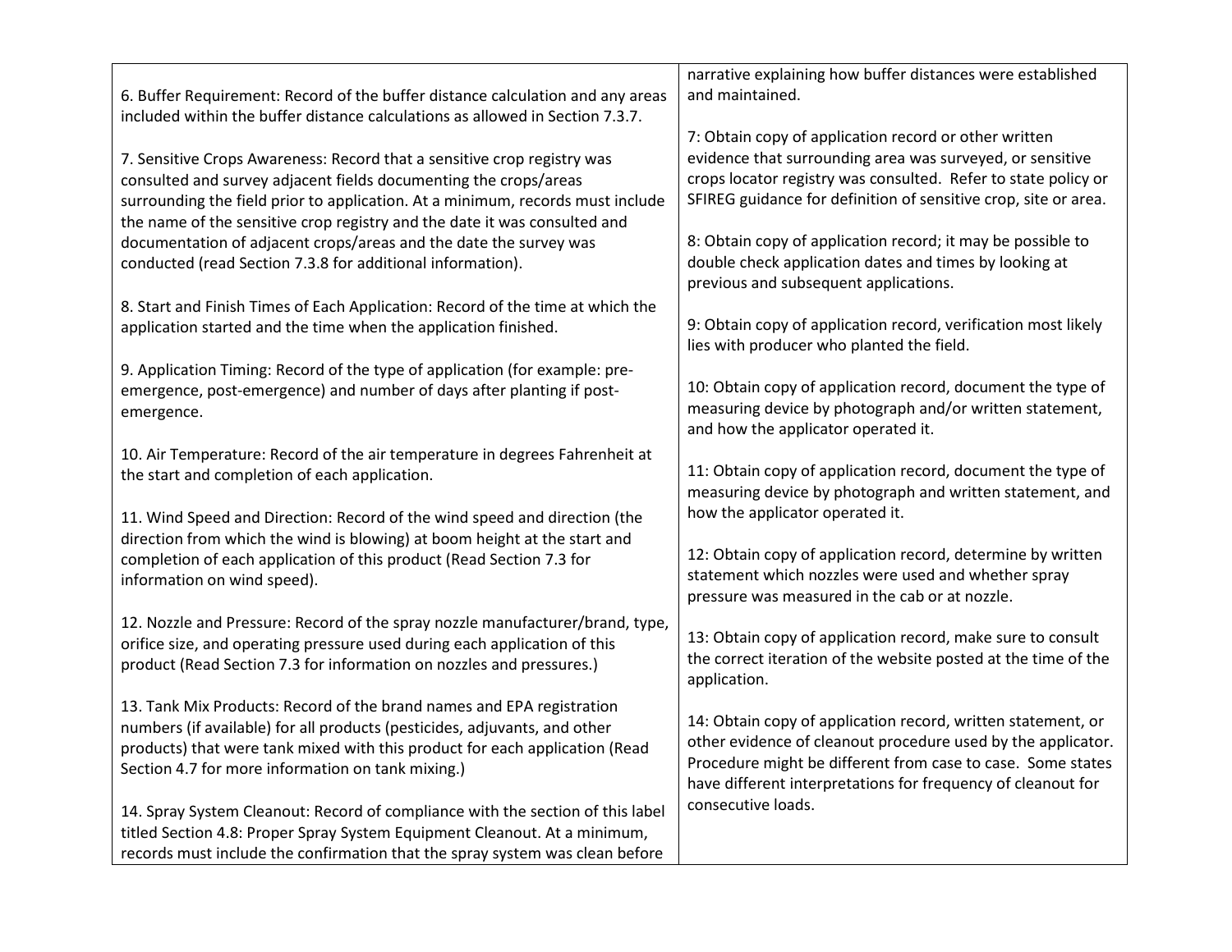| | |
|---|---|
| 6. Buffer Requirement: Record of the buffer distance calculation and any areas included within the buffer distance calculations as allowed in Section 7.3.7. | narrative explaining how buffer distances were established and maintained. |
| 7. Sensitive Crops Awareness: Record that a sensitive crop registry was consulted and survey adjacent fields documenting the crops/areas surrounding the field prior to application. At a minimum, records must include the name of the sensitive crop registry and the date it was consulted and documentation of adjacent crops/areas and the date the survey was conducted (read Section 7.3.8 for additional information). | 7: Obtain copy of application record or other written evidence that surrounding area was surveyed, or sensitive crops locator registry was consulted. Refer to state policy or SFIREG guidance for definition of sensitive crop, site or area. |
| 8. Start and Finish Times of Each Application: Record of the time at which the application started and the time when the application finished. | 8: Obtain copy of application record; it may be possible to double check application dates and times by looking at previous and subsequent applications. |
| 9. Application Timing: Record of the type of application (for example: pre-emergence, post-emergence) and number of days after planting if post-emergence. | 9: Obtain copy of application record, verification most likely lies with producer who planted the field. |
| 10. Air Temperature: Record of the air temperature in degrees Fahrenheit at the start and completion of each application. | 10: Obtain copy of application record, document the type of measuring device by photograph and/or written statement, and how the applicator operated it. |
| 11. Wind Speed and Direction: Record of the wind speed and direction (the direction from which the wind is blowing) at boom height at the start and completion of each application of this product (Read Section 7.3 for information on wind speed). | 11: Obtain copy of application record, document the type of measuring device by photograph and written statement, and how the applicator operated it. |
| 12. Nozzle and Pressure: Record of the spray nozzle manufacturer/brand, type, orifice size, and operating pressure used during each application of this product (Read Section 7.3 for information on nozzles and pressures.) | 12: Obtain copy of application record, determine by written statement which nozzles were used and whether spray pressure was measured in the cab or at nozzle. |
| 13. Tank Mix Products: Record of the brand names and EPA registration numbers (if available) for all products (pesticides, adjuvants, and other products) that were tank mixed with this product for each application (Read Section 4.7 for more information on tank mixing.) | 13: Obtain copy of application record, make sure to consult the correct iteration of the website posted at the time of the application. |
| 14. Spray System Cleanout: Record of compliance with the section of this label titled Section 4.8: Proper Spray System Equipment Cleanout. At a minimum, records must include the confirmation that the spray system was clean before | 14: Obtain copy of application record, written statement, or other evidence of cleanout procedure used by the applicator. Procedure might be different from case to case. Some states have different interpretations for frequency of cleanout for consecutive loads. |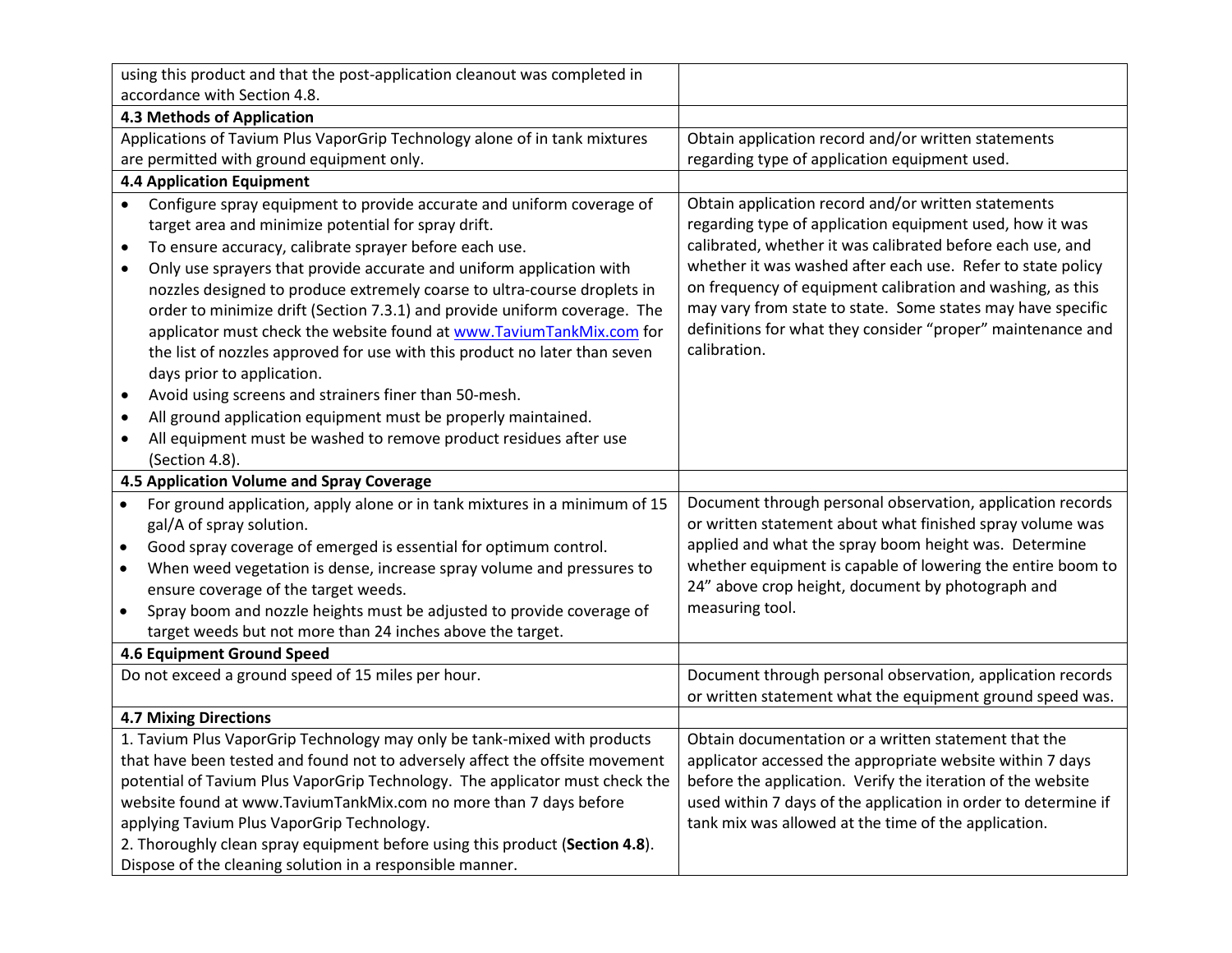| | |
|---|---|
| using this product and that the post-application cleanout was completed in accordance with Section 4.8. | |
| **4.3 Methods of Application** | |
| Applications of Tavium Plus VaporGrip Technology alone of in tank mixtures are permitted with ground equipment only. | Obtain application record and/or written statements regarding type of application equipment used. |
| **4.4 Application Equipment** | |
| • Configure spray equipment to provide accurate and uniform coverage of target area and minimize potential for spray drift.<br>• To ensure accuracy, calibrate sprayer before each use.<br>• Only use sprayers that provide accurate and uniform application with nozzles designed to produce extremely coarse to ultra-course droplets in order to minimize drift (Section 7.3.1) and provide uniform coverage. The applicator must check the website found at www.TaviumTankMix.com for the list of nozzles approved for use with this product no later than seven days prior to application.<br>• Avoid using screens and strainers finer than 50-mesh.<br>• All ground application equipment must be properly maintained.<br>• All equipment must be washed to remove product residues after use (Section 4.8). | Obtain application record and/or written statements regarding type of application equipment used, how it was calibrated, whether it was calibrated before each use, and whether it was washed after each use. Refer to state policy on frequency of equipment calibration and washing, as this may vary from state to state. Some states may have specific definitions for what they consider "proper" maintenance and calibration. |
| **4.5 Application Volume and Spray Coverage** | |
| • For ground application, apply alone or in tank mixtures in a minimum of 15 gal/A of spray solution.<br>• Good spray coverage of emerged is essential for optimum control.<br>• When weed vegetation is dense, increase spray volume and pressures to ensure coverage of the target weeds.<br>• Spray boom and nozzle heights must be adjusted to provide coverage of target weeds but not more than 24 inches above the target. | Document through personal observation, application records or written statement about what finished spray volume was applied and what the spray boom height was. Determine whether equipment is capable of lowering the entire boom to 24" above crop height, document by photograph and measuring tool. |
| **4.6 Equipment Ground Speed** | |
| Do not exceed a ground speed of 15 miles per hour. | Document through personal observation, application records or written statement what the equipment ground speed was. |
| **4.7 Mixing Directions** | |
| 1. Tavium Plus VaporGrip Technology may only be tank-mixed with products that have been tested and found not to adversely affect the offsite movement potential of Tavium Plus VaporGrip Technology. The applicator must check the website found at www.TaviumTankMix.com no more than 7 days before applying Tavium Plus VaporGrip Technology.<br>2. Thoroughly clean spray equipment before using this product (**Section 4.8**). Dispose of the cleaning solution in a responsible manner. | Obtain documentation or a written statement that the applicator accessed the appropriate website within 7 days before the application. Verify the iteration of the website used within 7 days of the application in order to determine if tank mix was allowed at the time of the application. |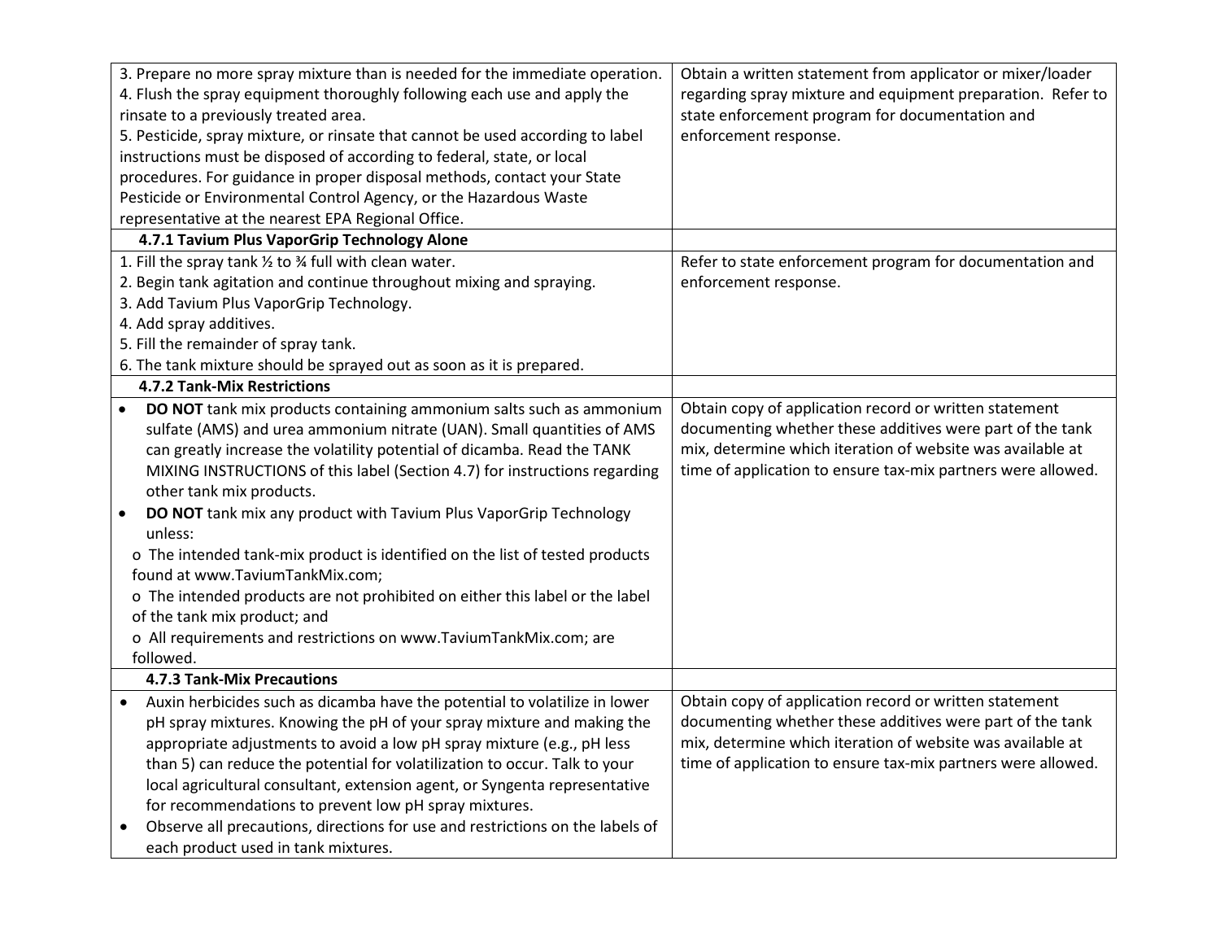| | |
|---|---|
| 3. Prepare no more spray mixture than is needed for the immediate operation.<br>4. Flush the spray equipment thoroughly following each use and apply the rinsate to a previously treated area.<br>5. Pesticide, spray mixture, or rinsate that cannot be used according to label instructions must be disposed of according to federal, state, or local procedures. For guidance in proper disposal methods, contact your State Pesticide or Environmental Control Agency, or the Hazardous Waste representative at the nearest EPA Regional Office. | Obtain a written statement from applicator or mixer/loader regarding spray mixture and equipment preparation. Refer to state enforcement program for documentation and enforcement response. |
| **4.7.1 Tavium Plus VaporGrip Technology Alone** | |
| 1. Fill the spray tank ½ to ¾ full with clean water.<br>2. Begin tank agitation and continue throughout mixing and spraying.<br>3. Add Tavium Plus VaporGrip Technology.<br>4. Add spray additives.<br>5. Fill the remainder of spray tank.<br>6. The tank mixture should be sprayed out as soon as it is prepared. | Refer to state enforcement program for documentation and enforcement response. |
| **4.7.2 Tank-Mix Restrictions** | |
| • **DO NOT** tank mix products containing ammonium salts such as ammonium sulfate (AMS) and urea ammonium nitrate (UAN). Small quantities of AMS can greatly increase the volatility potential of dicamba. Read the TANK MIXING INSTRUCTIONS of this label (Section 4.7) for instructions regarding other tank mix products.<br>• **DO NOT** tank mix any product with Tavium Plus VaporGrip Technology unless:<br>o The intended tank-mix product is identified on the list of tested products found at www.TaviumTankMix.com;<br>o The intended products are not prohibited on either this label or the label of the tank mix product; and<br>o All requirements and restrictions on www.TaviumTankMix.com; are followed. | Obtain copy of application record or written statement documenting whether these additives were part of the tank mix, determine which iteration of website was available at time of application to ensure tax-mix partners were allowed. |
| **4.7.3 Tank-Mix Precautions** | |
| • Auxin herbicides such as dicamba have the potential to volatilize in lower pH spray mixtures. Knowing the pH of your spray mixture and making the appropriate adjustments to avoid a low pH spray mixture (e.g., pH less than 5) can reduce the potential for volatilization to occur. Talk to your local agricultural consultant, extension agent, or Syngenta representative for recommendations to prevent low pH spray mixtures.<br>• Observe all precautions, directions for use and restrictions on the labels of each product used in tank mixtures. | Obtain copy of application record or written statement documenting whether these additives were part of the tank mix, determine which iteration of website was available at time of application to ensure tax-mix partners were allowed. |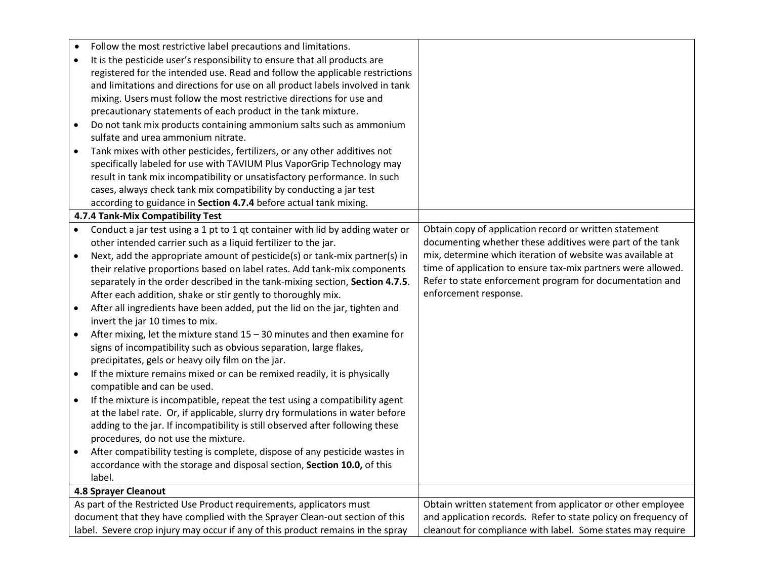| | |
|---|---|
| • Follow the most restrictive label precautions and limitations.<br>• It is the pesticide user's responsibility to ensure that all products are registered for the intended use. Read and follow the applicable restrictions and limitations and directions for use on all product labels involved in tank mixing. Users must follow the most restrictive directions for use and precautionary statements of each product in the tank mixture.<br>• Do not tank mix products containing ammonium salts such as ammonium sulfate and urea ammonium nitrate.<br>• Tank mixes with other pesticides, fertilizers, or any other additives not specifically labeled for use with TAVIUM Plus VaporGrip Technology may result in tank mix incompatibility or unsatisfactory performance. In such cases, always check tank mix compatibility by conducting a jar test according to guidance in **Section 4.7.4** before actual tank mixing. | |
| **4.7.4 Tank-Mix Compatibility Test** | |
| • Conduct a jar test using a 1 pt to 1 qt container with lid by adding water or other intended carrier such as a liquid fertilizer to the jar.<br>• Next, add the appropriate amount of pesticide(s) or tank-mix partner(s) in their relative proportions based on label rates. Add tank-mix components separately in the order described in the tank-mixing section, **Section 4.7.5**. After each addition, shake or stir gently to thoroughly mix.<br>• After all ingredients have been added, put the lid on the jar, tighten and invert the jar 10 times to mix.<br>• After mixing, let the mixture stand 15 – 30 minutes and then examine for signs of incompatibility such as obvious separation, large flakes, precipitates, gels or heavy oily film on the jar.<br>• If the mixture remains mixed or can be remixed readily, it is physically compatible and can be used.<br>• If the mixture is incompatible, repeat the test using a compatibility agent at the label rate. Or, if applicable, slurry dry formulations in water before adding to the jar. If incompatibility is still observed after following these procedures, do not use the mixture.<br>• After compatibility testing is complete, dispose of any pesticide wastes in accordance with the storage and disposal section, **Section 10.0,** of this label. | Obtain copy of application record or written statement documenting whether these additives were part of the tank mix, determine which iteration of website was available at time of application to ensure tax-mix partners were allowed. Refer to state enforcement program for documentation and enforcement response. |
| **4.8 Sprayer Cleanout** | |
| As part of the Restricted Use Product requirements, applicators must document that they have complied with the Sprayer Clean-out section of this label. Severe crop injury may occur if any of this product remains in the spray | Obtain written statement from applicator or other employee and application records. Refer to state policy on frequency of cleanout for compliance with label. Some states may require |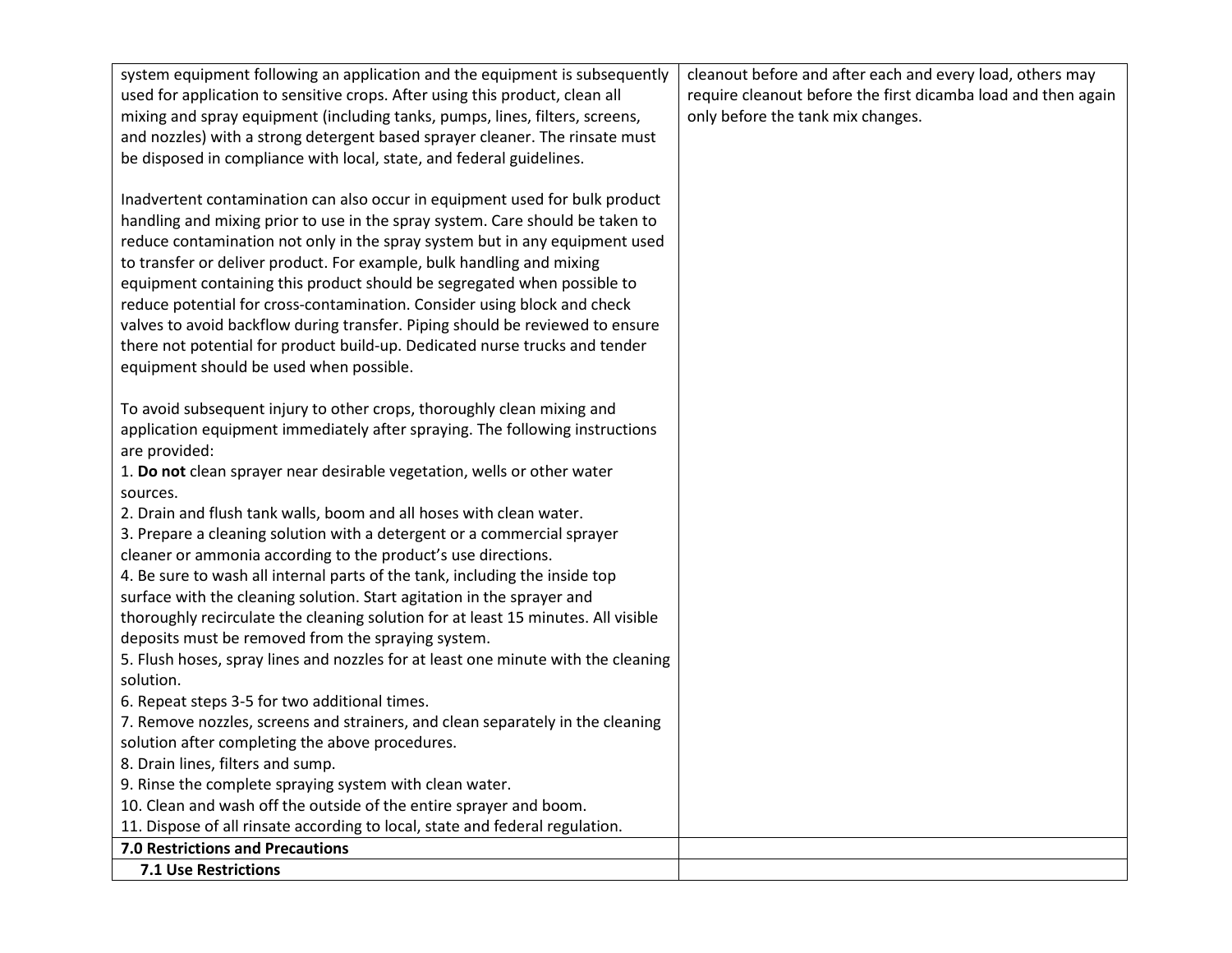| | |
|---|---|
| system equipment following an application and the equipment is subsequently used for application to sensitive crops. After using this product, clean all mixing and spray equipment (including tanks, pumps, lines, filters, screens, and nozzles) with a strong detergent based sprayer cleaner. The rinsate must be disposed in compliance with local, state, and federal guidelines.<br><br>Inadvertent contamination can also occur in equipment used for bulk product handling and mixing prior to use in the spray system. Care should be taken to reduce contamination not only in the spray system but in any equipment used to transfer or deliver product. For example, bulk handling and mixing equipment containing this product should be segregated when possible to reduce potential for cross-contamination. Consider using block and check valves to avoid backflow during transfer. Piping should be reviewed to ensure there not potential for product build-up. Dedicated nurse trucks and tender equipment should be used when possible.<br><br>To avoid subsequent injury to other crops, thoroughly clean mixing and application equipment immediately after spraying. The following instructions are provided:<br>1. **Do not** clean sprayer near desirable vegetation, wells or other water sources.<br>2. Drain and flush tank walls, boom and all hoses with clean water.<br>3. Prepare a cleaning solution with a detergent or a commercial sprayer cleaner or ammonia according to the product's use directions.<br>4. Be sure to wash all internal parts of the tank, including the inside top surface with the cleaning solution. Start agitation in the sprayer and thoroughly recirculate the cleaning solution for at least 15 minutes. All visible deposits must be removed from the spraying system.<br>5. Flush hoses, spray lines and nozzles for at least one minute with the cleaning solution.<br>6. Repeat steps 3-5 for two additional times.<br>7. Remove nozzles, screens and strainers, and clean separately in the cleaning solution after completing the above procedures.<br>8. Drain lines, filters and sump.<br>9. Rinse the complete spraying system with clean water.<br>10. Clean and wash off the outside of the entire sprayer and boom.<br>11. Dispose of all rinsate according to local, state and federal regulation. | cleanout before and after each and every load, others may require cleanout before the first dicamba load and then again only before the tank mix changes. |
| **7.0 Restrictions and Precautions** | |
| **7.1 Use Restrictions** | |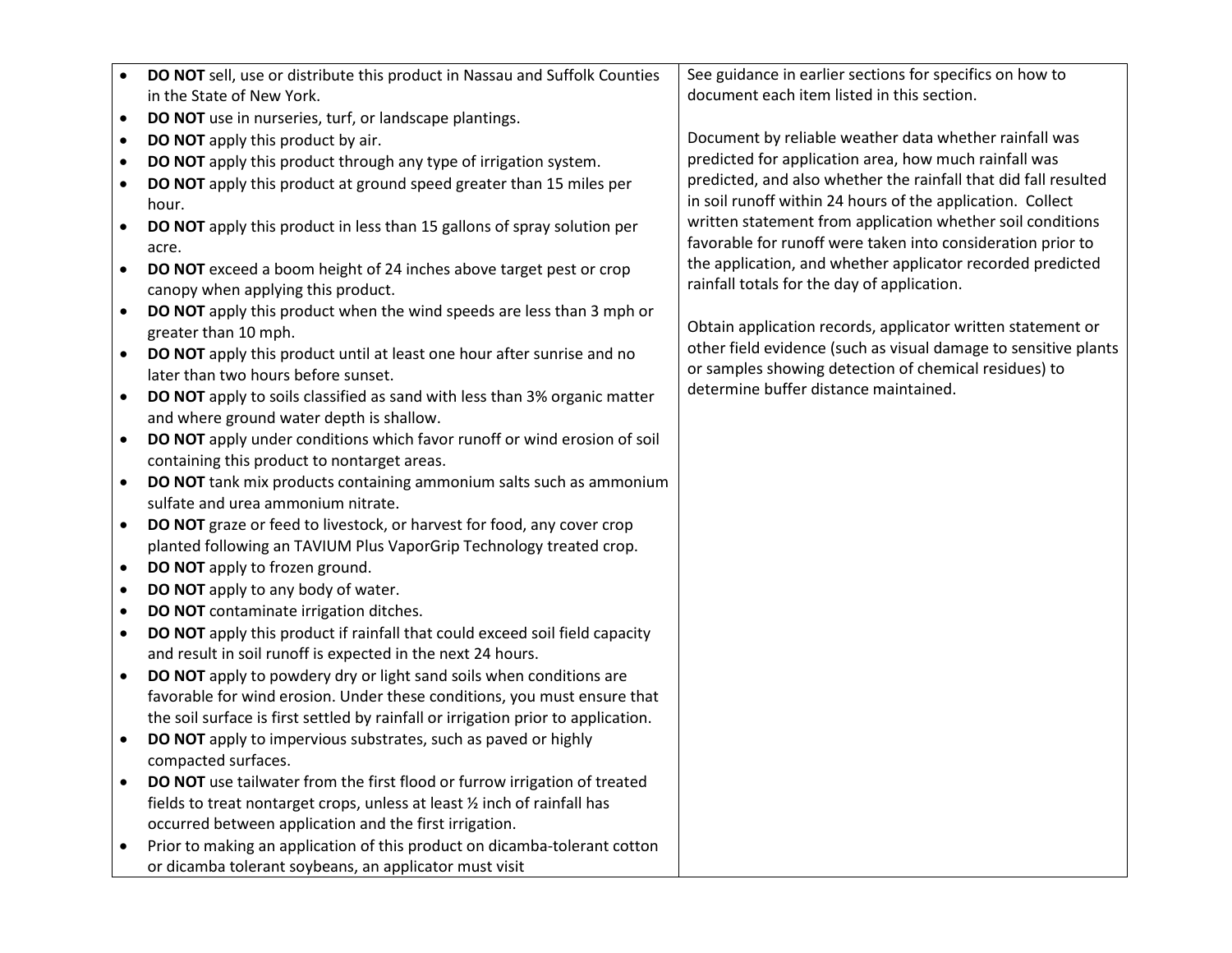| | |
|---|---|
| • **DO NOT** sell, use or distribute this product in Nassau and Suffolk Counties in the State of New York.<br>• **DO NOT** use in nurseries, turf, or landscape plantings.<br>• **DO NOT** apply this product by air.<br>• **DO NOT** apply this product through any type of irrigation system.<br>• **DO NOT** apply this product at ground speed greater than 15 miles per hour.<br>• **DO NOT** apply this product in less than 15 gallons of spray solution per acre.<br>• **DO NOT** exceed a boom height of 24 inches above target pest or crop canopy when applying this product.<br>• **DO NOT** apply this product when the wind speeds are less than 3 mph or greater than 10 mph.<br>• **DO NOT** apply this product until at least one hour after sunrise and no later than two hours before sunset.<br>• **DO NOT** apply to soils classified as sand with less than 3% organic matter and where ground water depth is shallow.<br>• **DO NOT** apply under conditions which favor runoff or wind erosion of soil containing this product to nontarget areas.<br>• **DO NOT** tank mix products containing ammonium salts such as ammonium sulfate and urea ammonium nitrate.<br>• **DO NOT** graze or feed to livestock, or harvest for food, any cover crop planted following an TAVIUM Plus VaporGrip Technology treated crop.<br>• **DO NOT** apply to frozen ground.<br>• **DO NOT** apply to any body of water.<br>• **DO NOT** contaminate irrigation ditches.<br>• **DO NOT** apply this product if rainfall that could exceed soil field capacity and result in soil runoff is expected in the next 24 hours.<br>• **DO NOT** apply to powdery dry or light sand soils when conditions are favorable for wind erosion. Under these conditions, you must ensure that the soil surface is first settled by rainfall or irrigation prior to application.<br>• **DO NOT** apply to impervious substrates, such as paved or highly compacted surfaces.<br>• **DO NOT** use tailwater from the first flood or furrow irrigation of treated fields to treat nontarget crops, unless at least ½ inch of rainfall has occurred between application and the first irrigation.<br>• Prior to making an application of this product on dicamba-tolerant cotton or dicamba tolerant soybeans, an applicator must visit | See guidance in earlier sections for specifics on how to document each item listed in this section.<br><br>Document by reliable weather data whether rainfall was predicted for application area, how much rainfall was predicted, and also whether the rainfall that did fall resulted in soil runoff within 24 hours of the application. Collect written statement from application whether soil conditions favorable for runoff were taken into consideration prior to the application, and whether applicator recorded predicted rainfall totals for the day of application.<br><br>Obtain application records, applicator written statement or other field evidence (such as visual damage to sensitive plants or samples showing detection of chemical residues) to determine buffer distance maintained. |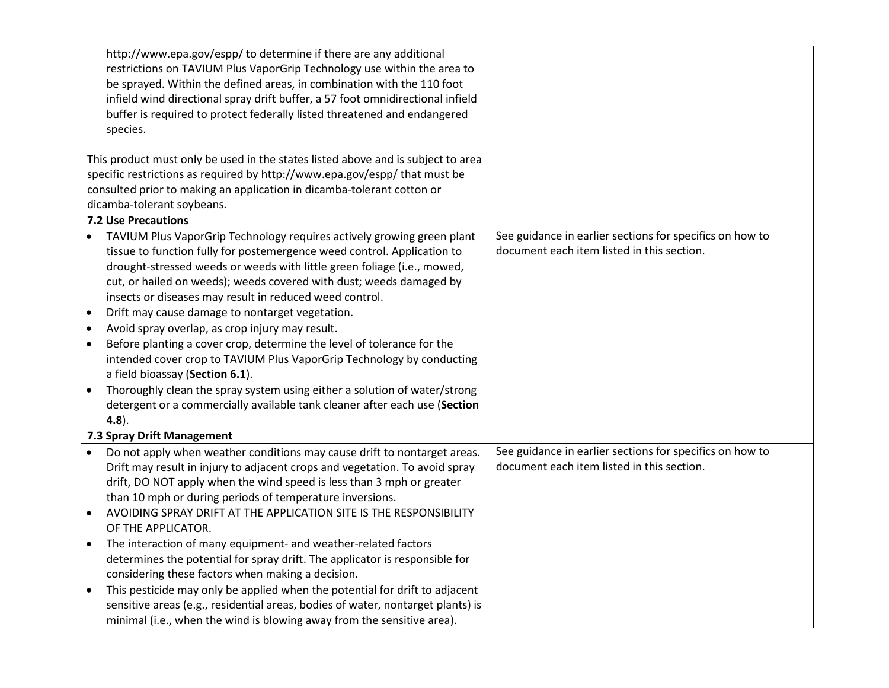| | |
|---|---|
| http://www.epa.gov/espp/ to determine if there are any additional restrictions on TAVIUM Plus VaporGrip Technology use within the area to be sprayed. Within the defined areas, in combination with the 110 foot infield wind directional spray drift buffer, a 57 foot omnidirectional infield buffer is required to protect federally listed threatened and endangered species.<br><br>This product must only be used in the states listed above and is subject to area specific restrictions as required by http://www.epa.gov/espp/ that must be consulted prior to making an application in dicamba-tolerant cotton or dicamba-tolerant soybeans. | |
| **7.2 Use Precautions** | |
| • TAVIUM Plus VaporGrip Technology requires actively growing green plant tissue to function fully for postemergence weed control. Application to drought-stressed weeds or weeds with little green foliage (i.e., mowed, cut, or hailed on weeds); weeds covered with dust; weeds damaged by insects or diseases may result in reduced weed control.<br>• Drift may cause damage to nontarget vegetation.<br>• Avoid spray overlap, as crop injury may result.<br>• Before planting a cover crop, determine the level of tolerance for the intended cover crop to TAVIUM Plus VaporGrip Technology by conducting a field bioassay (**Section 6.1**).<br>• Thoroughly clean the spray system using either a solution of water/strong detergent or a commercially available tank cleaner after each use (**Section 4.8**). | See guidance in earlier sections for specifics on how to document each item listed in this section. |
| **7.3 Spray Drift Management** | |
| • Do not apply when weather conditions may cause drift to nontarget areas. Drift may result in injury to adjacent crops and vegetation. To avoid spray drift, DO NOT apply when the wind speed is less than 3 mph or greater than 10 mph or during periods of temperature inversions.<br>• AVOIDING SPRAY DRIFT AT THE APPLICATION SITE IS THE RESPONSIBILITY OF THE APPLICATOR.<br>• The interaction of many equipment- and weather-related factors determines the potential for spray drift. The applicator is responsible for considering these factors when making a decision.<br>• This pesticide may only be applied when the potential for drift to adjacent sensitive areas (e.g., residential areas, bodies of water, nontarget plants) is minimal (i.e., when the wind is blowing away from the sensitive area). | See guidance in earlier sections for specifics on how to document each item listed in this section. |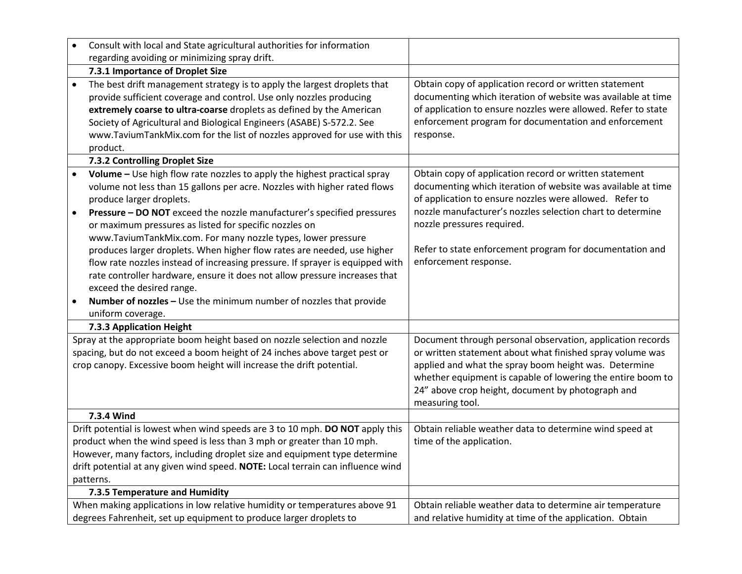| | |
|---|---|
| • Consult with local and State agricultural authorities for information regarding avoiding or minimizing spray drift. | |
| **7.3.1 Importance of Droplet Size** | |
| • The best drift management strategy is to apply the largest droplets that provide sufficient coverage and control. Use only nozzles producing **extremely coarse to ultra-coarse** droplets as defined by the American Society of Agricultural and Biological Engineers (ASABE) S-572.2. See www.TaviumTankMix.com for the list of nozzles approved for use with this product. | Obtain copy of application record or written statement documenting which iteration of website was available at time of application to ensure nozzles were allowed. Refer to state enforcement program for documentation and enforcement response. |
| **7.3.2 Controlling Droplet Size** | |
| • **Volume –** Use high flow rate nozzles to apply the highest practical spray volume not less than 15 gallons per acre. Nozzles with higher rated flows produce larger droplets.<br>• **Pressure – DO NOT** exceed the nozzle manufacturer's specified pressures or maximum pressures as listed for specific nozzles on www.TaviumTankMix.com. For many nozzle types, lower pressure produces larger droplets. When higher flow rates are needed, use higher flow rate nozzles instead of increasing pressure. If sprayer is equipped with rate controller hardware, ensure it does not allow pressure increases that exceed the desired range.<br>• **Number of nozzles –** Use the minimum number of nozzles that provide uniform coverage. | Obtain copy of application record or written statement documenting which iteration of website was available at time of application to ensure nozzles were allowed. Refer to nozzle manufacturer's nozzles selection chart to determine nozzle pressures required.<br><br>Refer to state enforcement program for documentation and enforcement response. |
| **7.3.3 Application Height** | |
| Spray at the appropriate boom height based on nozzle selection and nozzle spacing, but do not exceed a boom height of 24 inches above target pest or crop canopy. Excessive boom height will increase the drift potential. | Document through personal observation, application records or written statement about what finished spray volume was applied and what the spray boom height was. Determine whether equipment is capable of lowering the entire boom to 24" above crop height, document by photograph and measuring tool. |
| **7.3.4 Wind** | |
| Drift potential is lowest when wind speeds are 3 to 10 mph. **DO NOT** apply this product when the wind speed is less than 3 mph or greater than 10 mph. However, many factors, including droplet size and equipment type determine drift potential at any given wind speed. **NOTE:** Local terrain can influence wind patterns. | Obtain reliable weather data to determine wind speed at time of the application. |
| **7.3.5 Temperature and Humidity** | |
| When making applications in low relative humidity or temperatures above 91 degrees Fahrenheit, set up equipment to produce larger droplets to | Obtain reliable weather data to determine air temperature and relative humidity at time of the application. Obtain |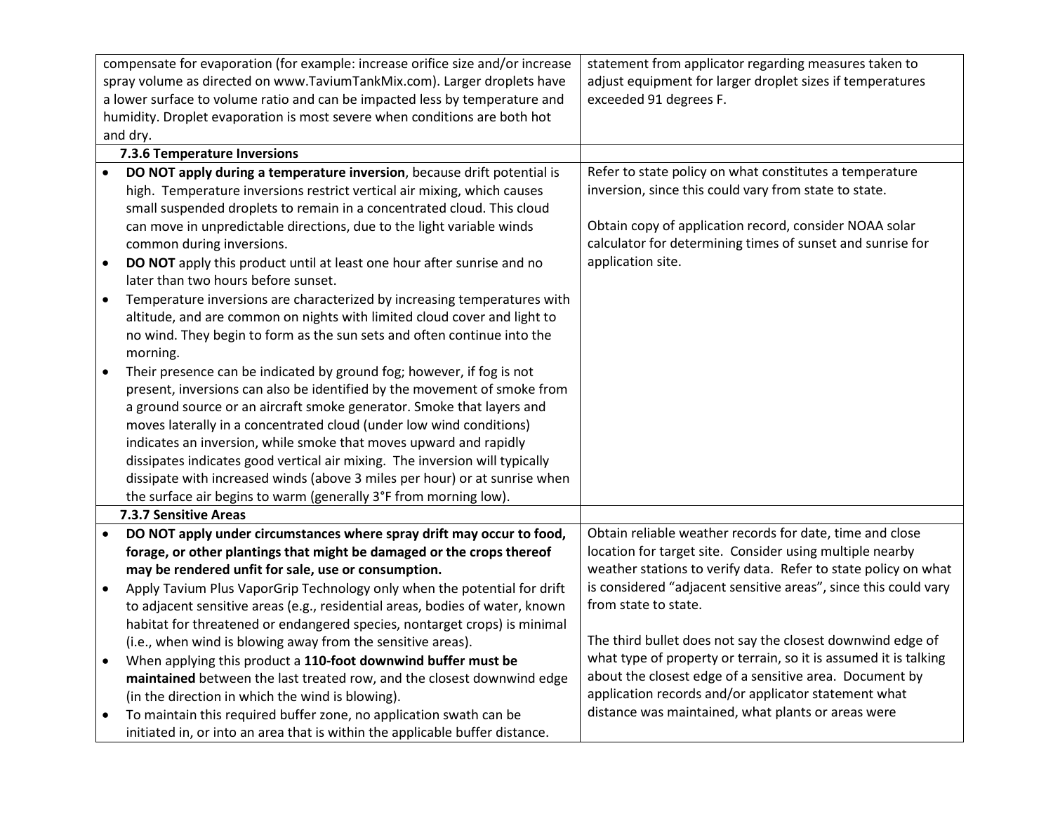| | |
|---|---|
| compensate for evaporation (for example: increase orifice size and/or increase spray volume as directed on www.TaviumTankMix.com). Larger droplets have a lower surface to volume ratio and can be impacted less by temperature and humidity. Droplet evaporation is most severe when conditions are both hot and dry. | statement from applicator regarding measures taken to adjust equipment for larger droplet sizes if temperatures exceeded 91 degrees F. |
| **7.3.6 Temperature Inversions** | |
| • **DO NOT apply during a temperature inversion**, because drift potential is high. Temperature inversions restrict vertical air mixing, which causes small suspended droplets to remain in a concentrated cloud. This cloud can move in unpredictable directions, due to the light variable winds common during inversions.<br>• **DO NOT** apply this product until at least one hour after sunrise and no later than two hours before sunset.<br>• Temperature inversions are characterized by increasing temperatures with altitude, and are common on nights with limited cloud cover and light to no wind. They begin to form as the sun sets and often continue into the morning.<br>• Their presence can be indicated by ground fog; however, if fog is not present, inversions can also be identified by the movement of smoke from a ground source or an aircraft smoke generator. Smoke that layers and moves laterally in a concentrated cloud (under low wind conditions) indicates an inversion, while smoke that moves upward and rapidly dissipates indicates good vertical air mixing. The inversion will typically dissipate with increased winds (above 3 miles per hour) or at sunrise when the surface air begins to warm (generally 3°F from morning low). | Refer to state policy on what constitutes a temperature inversion, since this could vary from state to state.<br><br>Obtain copy of application record, consider NOAA solar calculator for determining times of sunset and sunrise for application site. |
| **7.3.7 Sensitive Areas** | |
| • **DO NOT apply under circumstances where spray drift may occur to food, forage, or other plantings that might be damaged or the crops thereof may be rendered unfit for sale, use or consumption.**<br>• Apply Tavium Plus VaporGrip Technology only when the potential for drift to adjacent sensitive areas (e.g., residential areas, bodies of water, known habitat for threatened or endangered species, nontarget crops) is minimal (i.e., when wind is blowing away from the sensitive areas).<br>• When applying this product a **110-foot downwind buffer must be maintained** between the last treated row, and the closest downwind edge (in the direction in which the wind is blowing).<br>• To maintain this required buffer zone, no application swath can be initiated in, or into an area that is within the applicable buffer distance. | Obtain reliable weather records for date, time and close location for target site. Consider using multiple nearby weather stations to verify data. Refer to state policy on what is considered "adjacent sensitive areas", since this could vary from state to state.<br><br>The third bullet does not say the closest downwind edge of what type of property or terrain, so it is assumed it is talking about the closest edge of a sensitive area. Document by application records and/or applicator statement what distance was maintained, what plants or areas were |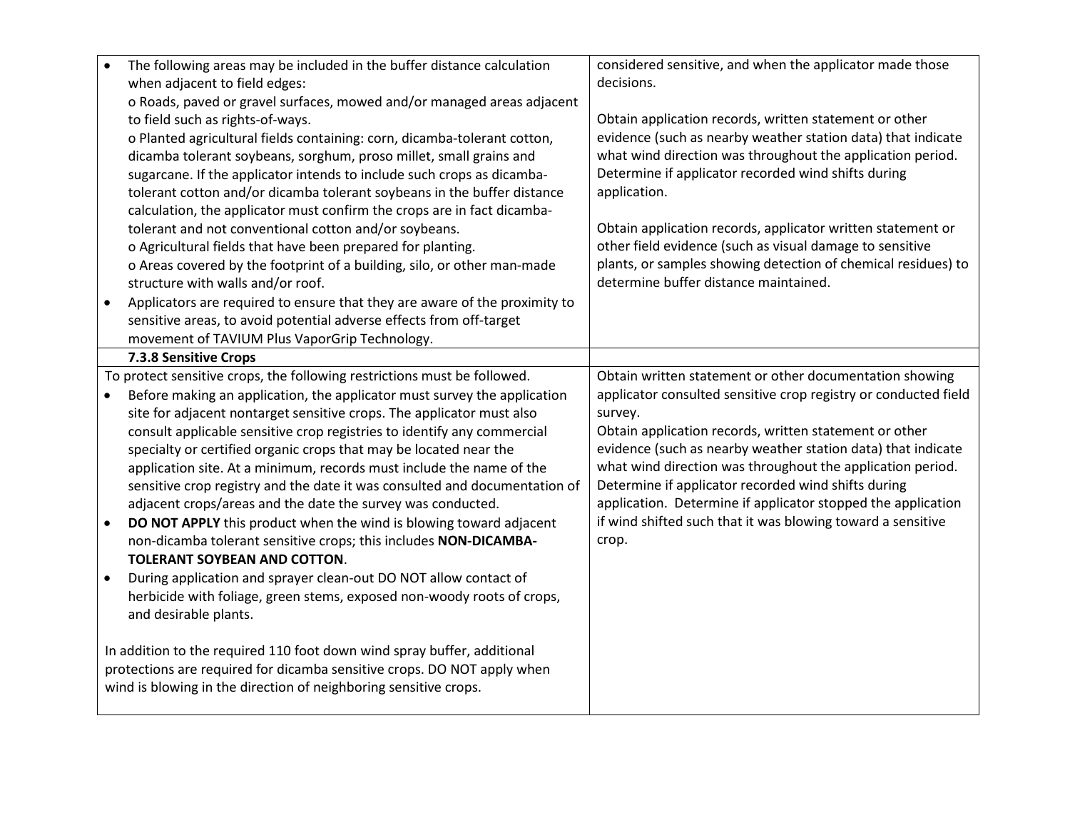| | |
|---|---|
| • The following areas may be included in the buffer distance calculation when adjacent to field edges:<br>o Roads, paved or gravel surfaces, mowed and/or managed areas adjacent to field such as rights-of-ways.<br>o Planted agricultural fields containing: corn, dicamba-tolerant cotton, dicamba tolerant soybeans, sorghum, proso millet, small grains and sugarcane. If the applicator intends to include such crops as dicamba-tolerant cotton and/or dicamba tolerant soybeans in the buffer distance calculation, the applicator must confirm the crops are in fact dicamba-tolerant and not conventional cotton and/or soybeans.<br>o Agricultural fields that have been prepared for planting.<br>o Areas covered by the footprint of a building, silo, or other man-made structure with walls and/or roof.<br>• Applicators are required to ensure that they are aware of the proximity to sensitive areas, to avoid potential adverse effects from off-target movement of TAVIUM Plus VaporGrip Technology. | considered sensitive, and when the applicator made those decisions.<br><br>Obtain application records, written statement or other evidence (such as nearby weather station data) that indicate what wind direction was throughout the application period. Determine if applicator recorded wind shifts during application.<br><br>Obtain application records, applicator written statement or other field evidence (such as visual damage to sensitive plants, or samples showing detection of chemical residues) to determine buffer distance maintained. |
| **7.3.8 Sensitive Crops** | |
| To protect sensitive crops, the following restrictions must be followed.<br>• Before making an application, the applicator must survey the application site for adjacent nontarget sensitive crops. The applicator must also consult applicable sensitive crop registries to identify any commercial specialty or certified organic crops that may be located near the application site. At a minimum, records must include the name of the sensitive crop registry and the date it was consulted and documentation of adjacent crops/areas and the date the survey was conducted.<br>• **DO NOT APPLY** this product when the wind is blowing toward adjacent non-dicamba tolerant sensitive crops; this includes **NON-DICAMBA-TOLERANT SOYBEAN AND COTTON**.<br>• During application and sprayer clean-out DO NOT allow contact of herbicide with foliage, green stems, exposed non-woody roots of crops, and desirable plants.<br><br>In addition to the required 110 foot down wind spray buffer, additional protections are required for dicamba sensitive crops. DO NOT apply when wind is blowing in the direction of neighboring sensitive crops. | Obtain written statement or other documentation showing applicator consulted sensitive crop registry or conducted field survey.<br>Obtain application records, written statement or other evidence (such as nearby weather station data) that indicate what wind direction was throughout the application period. Determine if applicator recorded wind shifts during application. Determine if applicator stopped the application if wind shifted such that it was blowing toward a sensitive crop. |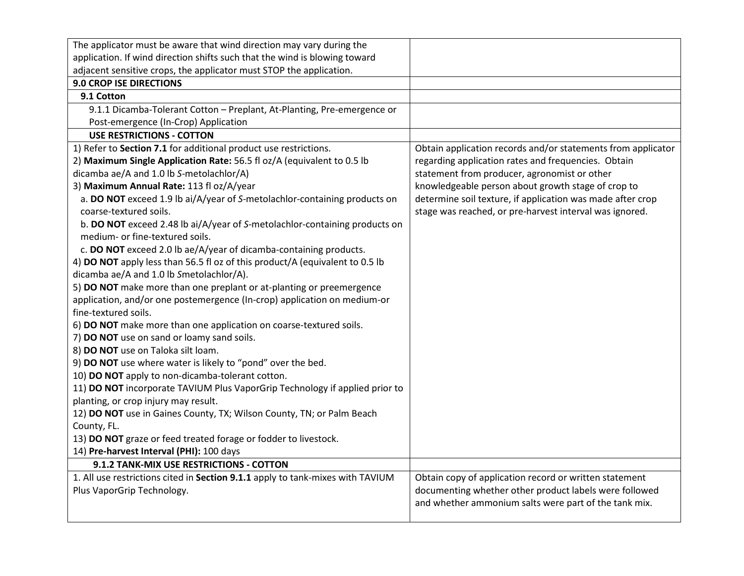| | |
|---|---|
| The applicator must be aware that wind direction may vary during the application. If wind direction shifts such that the wind is blowing toward adjacent sensitive crops, the applicator must STOP the application. | |
| **9.0 CROP ISE DIRECTIONS** | |
| **9.1 Cotton** | |
| 9.1.1 Dicamba-Tolerant Cotton – Preplant, At-Planting, Pre-emergence or Post-emergence (In-Crop) Application | |
| **USE RESTRICTIONS - COTTON** | |
| 1) Refer to **Section 7.1** for additional product use restrictions.<br>2) **Maximum Single Application Rate:** 56.5 fl oz/A (equivalent to 0.5 lb dicamba ae/A and 1.0 lb *S*-metolachlor/A)<br>3) **Maximum Annual Rate:** 113 fl oz/A/year<br>a. **DO NOT** exceed 1.9 lb ai/A/year of *S*-metolachlor-containing products on coarse-textured soils.<br>b. **DO NOT** exceed 2.48 lb ai/A/year of *S*-metolachlor-containing products on medium- or fine-textured soils.<br>c. **DO NOT** exceed 2.0 lb ae/A/year of dicamba-containing products.<br>4) **DO NOT** apply less than 56.5 fl oz of this product/A (equivalent to 0.5 lb dicamba ae/A and 1.0 lb *S*metolachlor/A).<br>5) **DO NOT** make more than one preplant or at-planting or preemergence application, and/or one postemergence (In-crop) application on medium-or fine-textured soils.<br>6) **DO NOT** make more than one application on coarse-textured soils.<br>7) **DO NOT** use on sand or loamy sand soils.<br>8) **DO NOT** use on Taloka silt loam.<br>9) **DO NOT** use where water is likely to "pond" over the bed.<br>10) **DO NOT** apply to non-dicamba-tolerant cotton.<br>11) **DO NOT** incorporate TAVIUM Plus VaporGrip Technology if applied prior to planting, or crop injury may result.<br>12) **DO NOT** use in Gaines County, TX; Wilson County, TN; or Palm Beach County, FL.<br>13) **DO NOT** graze or feed treated forage or fodder to livestock.<br>14) **Pre-harvest Interval (PHI):** 100 days | Obtain application records and/or statements from applicator regarding application rates and frequencies. Obtain statement from producer, agronomist or other knowledgeable person about growth stage of crop to determine soil texture, if application was made after crop stage was reached, or pre-harvest interval was ignored. |
| **9.1.2 TANK-MIX USE RESTRICTIONS - COTTON** | |
| 1. All use restrictions cited in **Section 9.1.1** apply to tank-mixes with TAVIUM Plus VaporGrip Technology. | Obtain copy of application record or written statement documenting whether other product labels were followed and whether ammonium salts were part of the tank mix. |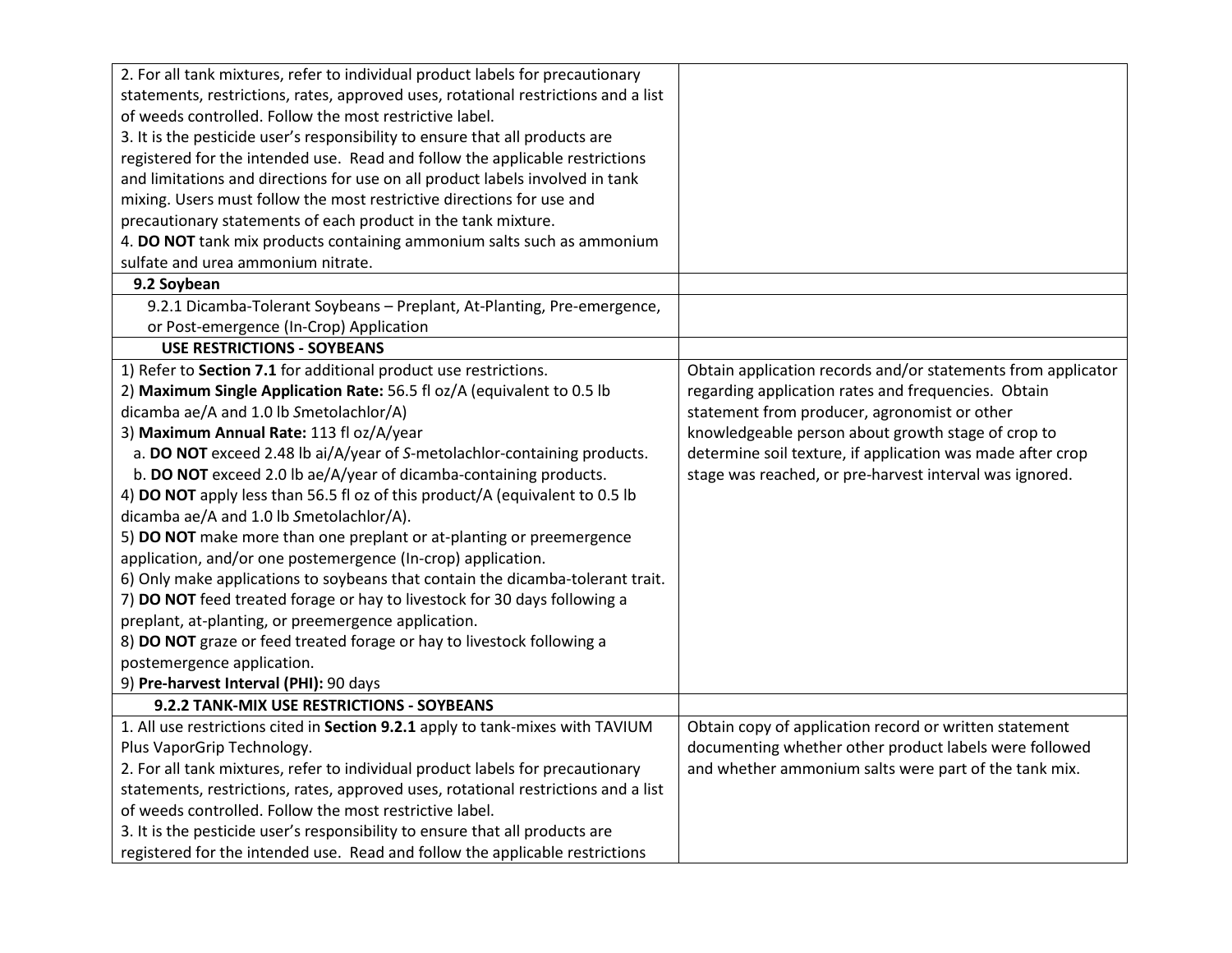| | |
|---|---|
| 2. For all tank mixtures, refer to individual product labels for precautionary statements, restrictions, rates, approved uses, rotational restrictions and a list of weeds controlled. Follow the most restrictive label.<br>3. It is the pesticide user's responsibility to ensure that all products are registered for the intended use. Read and follow the applicable restrictions and limitations and directions for use on all product labels involved in tank mixing. Users must follow the most restrictive directions for use and precautionary statements of each product in the tank mixture.<br>4. **DO NOT** tank mix products containing ammonium salts such as ammonium sulfate and urea ammonium nitrate. | |
| **9.2 Soybean** | |
| 9.2.1 Dicamba-Tolerant Soybeans – Preplant, At-Planting, Pre-emergence, or Post-emergence (In-Crop) Application | |
| **USE RESTRICTIONS - SOYBEANS** | |
| 1) Refer to **Section 7.1** for additional product use restrictions.<br>2) **Maximum Single Application Rate:** 56.5 fl oz/A (equivalent to 0.5 lb dicamba ae/A and 1.0 lb *S*metolachlor/A)<br>3) **Maximum Annual Rate:** 113 fl oz/A/year<br>a. **DO NOT** exceed 2.48 lb ai/A/year of *S*-metolachlor-containing products.<br>b. **DO NOT** exceed 2.0 lb ae/A/year of dicamba-containing products.<br>4) **DO NOT** apply less than 56.5 fl oz of this product/A (equivalent to 0.5 lb dicamba ae/A and 1.0 lb *S*metolachlor/A).<br>5) **DO NOT** make more than one preplant or at-planting or preemergence application, and/or one postemergence (In-crop) application.<br>6) Only make applications to soybeans that contain the dicamba-tolerant trait.<br>7) **DO NOT** feed treated forage or hay to livestock for 30 days following a preplant, at-planting, or preemergence application.<br>8) **DO NOT** graze or feed treated forage or hay to livestock following a postemergence application.<br>9) **Pre-harvest Interval (PHI):** 90 days | Obtain application records and/or statements from applicator regarding application rates and frequencies. Obtain statement from producer, agronomist or other knowledgeable person about growth stage of crop to determine soil texture, if application was made after crop stage was reached, or pre-harvest interval was ignored. |
| **9.2.2 TANK-MIX USE RESTRICTIONS - SOYBEANS** | |
| 1. All use restrictions cited in **Section 9.2.1** apply to tank-mixes with TAVIUM Plus VaporGrip Technology.<br>2. For all tank mixtures, refer to individual product labels for precautionary statements, restrictions, rates, approved uses, rotational restrictions and a list of weeds controlled. Follow the most restrictive label.<br>3. It is the pesticide user's responsibility to ensure that all products are registered for the intended use. Read and follow the applicable restrictions | Obtain copy of application record or written statement documenting whether other product labels were followed and whether ammonium salts were part of the tank mix. |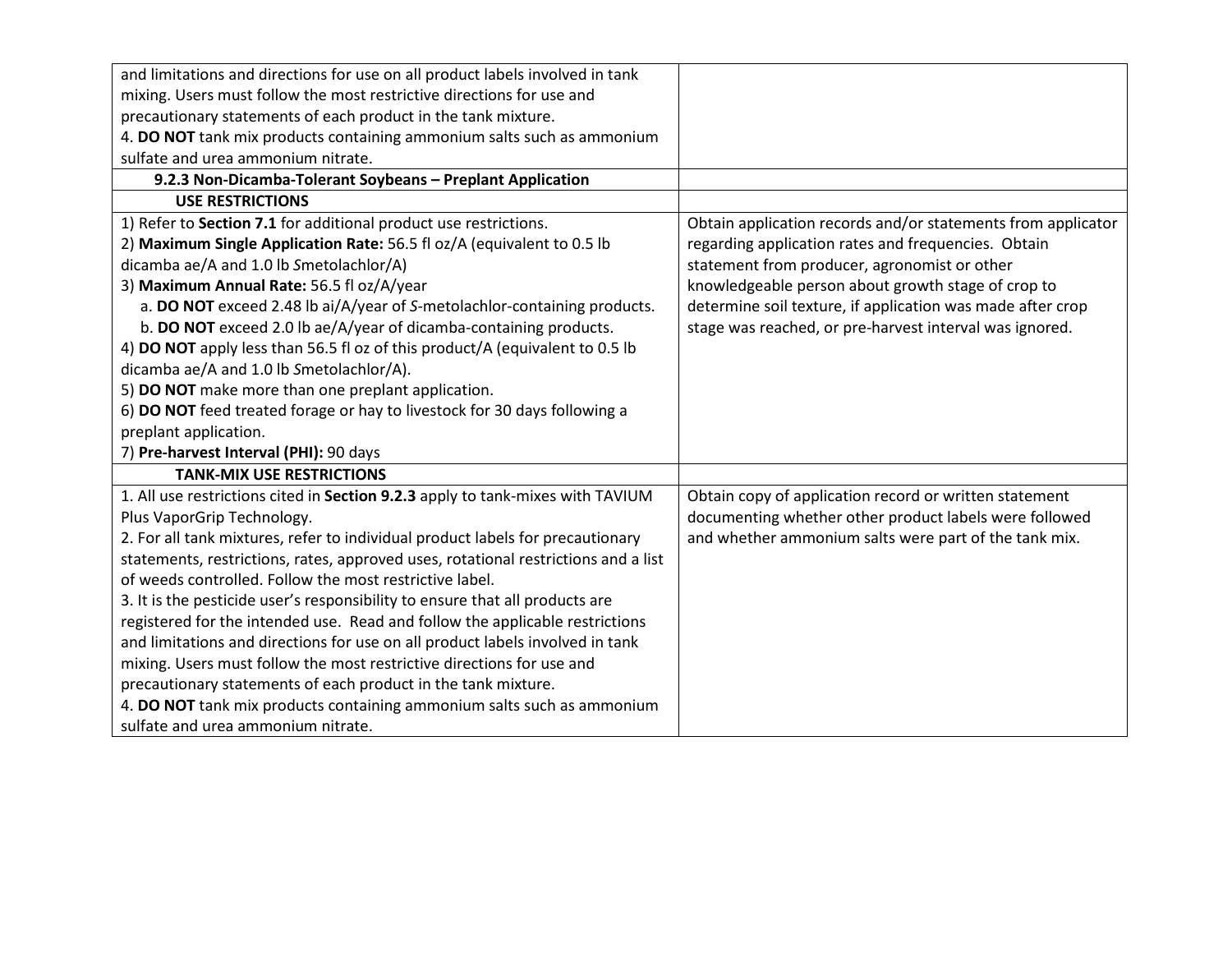| | |
|---|---|
| and limitations and directions for use on all product labels involved in tank mixing. Users must follow the most restrictive directions for use and precautionary statements of each product in the tank mixture.<br>4. **DO NOT** tank mix products containing ammonium salts such as ammonium sulfate and urea ammonium nitrate. | |
| **9.2.3 Non-Dicamba-Tolerant Soybeans – Preplant Application** | |
| **USE RESTRICTIONS** | |
| 1) Refer to **Section 7.1** for additional product use restrictions.<br>2) **Maximum Single Application Rate:** 56.5 fl oz/A (equivalent to 0.5 lb dicamba ae/A and 1.0 lb *S*metolachlor/A)<br>3) **Maximum Annual Rate:** 56.5 fl oz/A/year<br>a. **DO NOT** exceed 2.48 lb ai/A/year of *S*-metolachlor-containing products.<br>b. **DO NOT** exceed 2.0 lb ae/A/year of dicamba-containing products.<br>4) **DO NOT** apply less than 56.5 fl oz of this product/A (equivalent to 0.5 lb dicamba ae/A and 1.0 lb *S*metolachlor/A).<br>5) **DO NOT** make more than one preplant application.<br>6) **DO NOT** feed treated forage or hay to livestock for 30 days following a preplant application.<br>7) **Pre-harvest Interval (PHI):** 90 days | Obtain application records and/or statements from applicator regarding application rates and frequencies. Obtain statement from producer, agronomist or other knowledgeable person about growth stage of crop to determine soil texture, if application was made after crop stage was reached, or pre-harvest interval was ignored. |
| **TANK-MIX USE RESTRICTIONS** | |
| 1. All use restrictions cited in **Section 9.2.3** apply to tank-mixes with TAVIUM Plus VaporGrip Technology.<br>2. For all tank mixtures, refer to individual product labels for precautionary statements, restrictions, rates, approved uses, rotational restrictions and a list of weeds controlled. Follow the most restrictive label.<br>3. It is the pesticide user's responsibility to ensure that all products are registered for the intended use. Read and follow the applicable restrictions and limitations and directions for use on all product labels involved in tank mixing. Users must follow the most restrictive directions for use and precautionary statements of each product in the tank mixture.<br>4. **DO NOT** tank mix products containing ammonium salts such as ammonium sulfate and urea ammonium nitrate. | Obtain copy of application record or written statement documenting whether other product labels were followed and whether ammonium salts were part of the tank mix. |